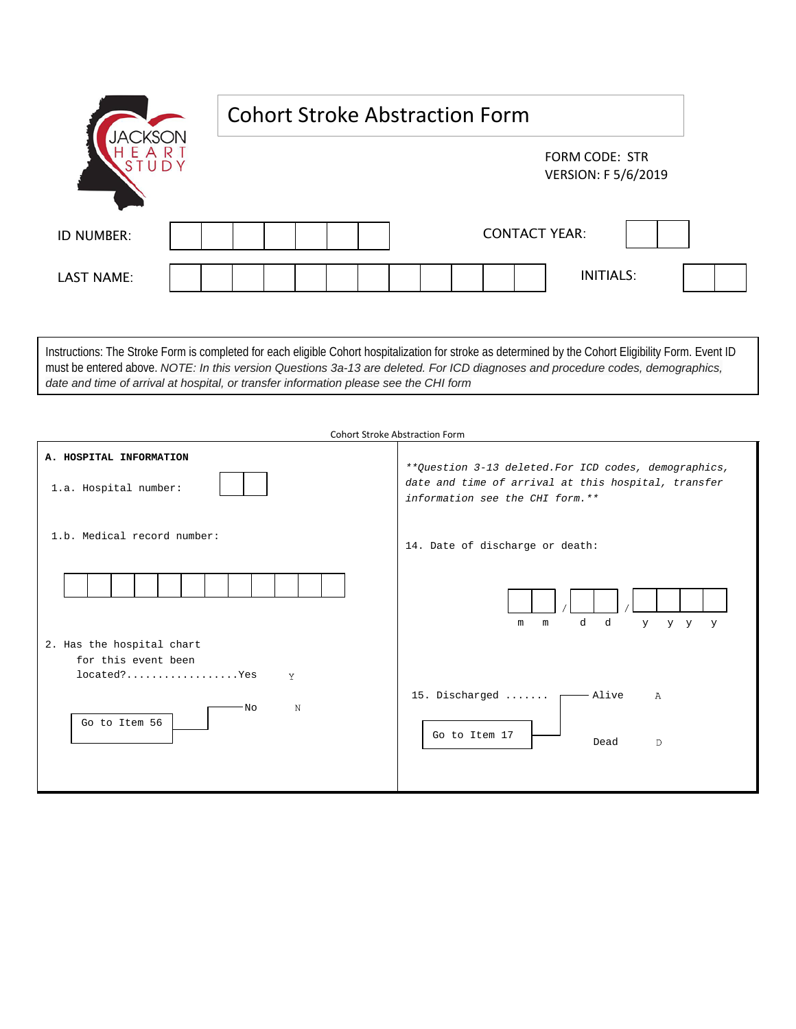# Cohort Stroke Abstraction Form

FORM CODE: STR
VERSION: F 5/6/2019

ID NUMBER: [ ][ ][ ][ ][ ][ ][ ]　　CONTACT YEAR: [ ][ ]

LAST NAME: [ ][ ][ ][ ][ ][ ][ ][ ][ ][ ][ ][ ]　　INITIALS: [ ][ ]

Instructions: The Stroke Form is completed for each eligible Cohort hospitalization for stroke as determined by the Cohort Eligibility Form. Event ID must be entered above. *NOTE: In this version Questions 3a-13 are deleted. For ICD diagnoses and procedure codes, demographics, date and time of arrival at hospital, or transfer information please see the CHI form*

Cohort Stroke Abstraction Form

## A. HOSPITAL INFORMATION

1.a. Hospital number: [ ][ ]

1.b. Medical record number: [ ][ ][ ][ ][ ][ ][ ][ ][ ][ ][ ][ ]

2. Has the hospital chart for this event been located? .................. Yes Y
   - No N → Go to Item 56

*\*\*Question 3-13 deleted. For ICD codes, demographics, date and time of arrival at this hospital, transfer information see the CHI form.\*\**

14. Date of discharge or death: [ ][ ] / [ ][ ] / [ ][ ][ ][ ] (m m / d d / y y y y)

15. Discharged ....... Alive A
    - Dead D → Go to Item 17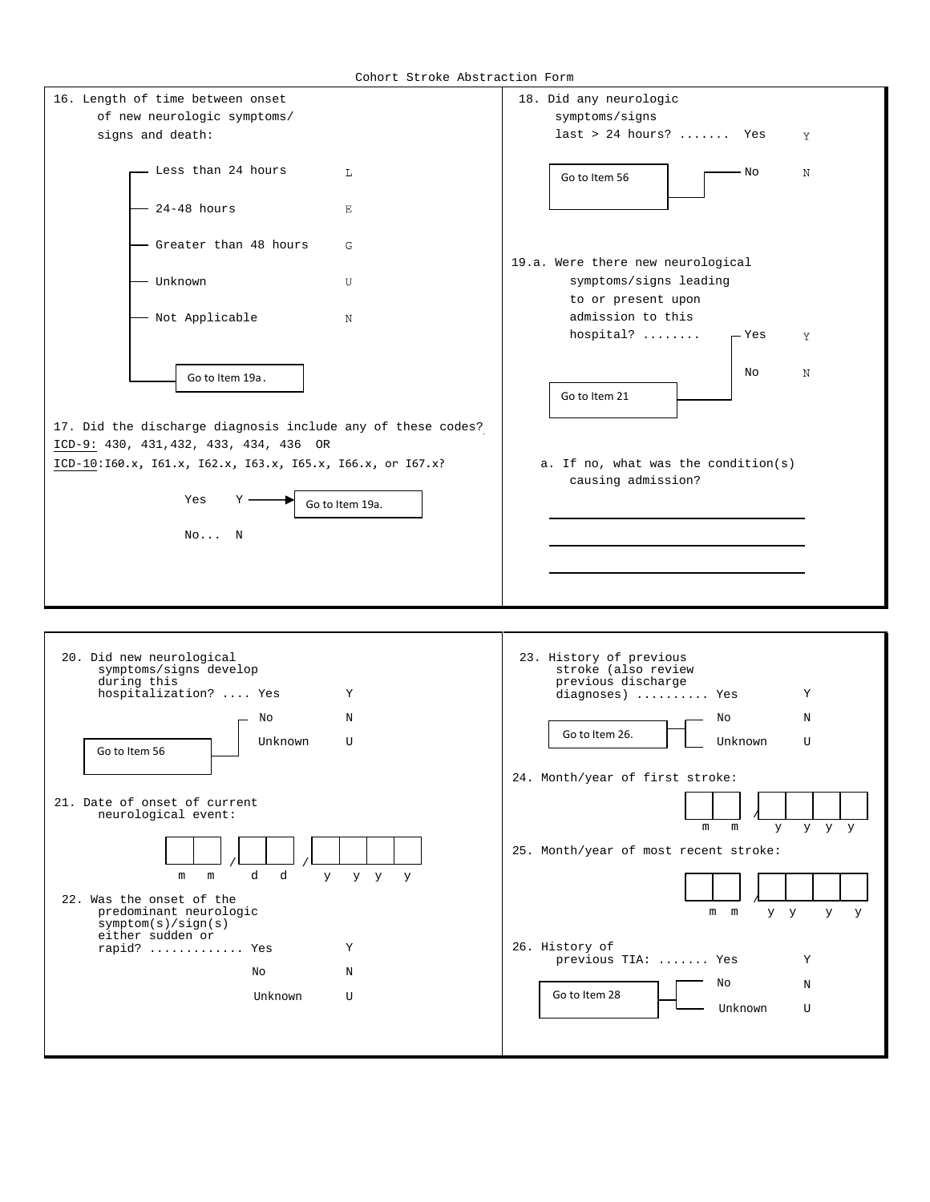# Cohort Stroke Abstraction Form

**16.** Length of time between onset of new neurologic symptoms/signs and death:

- Less than 24 hours ..... L
- 24-48 hours ..... E
- Greater than 48 hours ..... G
- Unknown ..... U
- Not Applicable ..... N

Go to Item 19a.

**17.** Did the discharge diagnosis include any of these codes?
ICD-9: 430, 431,432, 433, 434, 436 OR
ICD-10:I60.x, I61.x, I62.x, I63.x, I65.x, I66.x, or I67.x?

- Yes ..... Y → Go to Item 19a.
- No... N

**18.** Did any neurologic symptoms/signs last > 24 hours? .......

- Yes ..... Y
- No ..... N → Go to Item 56

**19.a.** Were there new neurological symptoms/signs leading to or present upon admission to this hospital? ........

- Yes ..... Y → Go to Item 21
- No ..... N

a. If no, what was the condition(s) causing admission?

\_\_\_\_\_\_\_\_\_\_\_\_\_\_\_\_\_\_\_\_\_\_\_\_\_\_\_\_\_\_\_\_

\_\_\_\_\_\_\_\_\_\_\_\_\_\_\_\_\_\_\_\_\_\_\_\_\_\_\_\_\_\_\_\_

\_\_\_\_\_\_\_\_\_\_\_\_\_\_\_\_\_\_\_\_\_\_\_\_\_\_\_\_\_\_\_\_

**20.** Did new neurological symptoms/signs develop during this hospitalization? ....

- Yes ..... Y
- No ..... N → Go to Item 56
- Unknown ..... U → Go to Item 56

**21.** Date of onset of current neurological event:

\_\_ \_\_ / \_\_ \_\_ / \_\_ \_\_ \_\_ \_\_
m m / d d / y y y y

**22.** Was the onset of the predominant neurologic symptom(s)/sign(s) either sudden or rapid? .............

- Yes ..... Y
- No ..... N
- Unknown ..... U

**23.** History of previous stroke (also review previous discharge diagnoses) ..........

- Yes ..... Y
- No ..... N → Go to Item 26.
- Unknown ..... U → Go to Item 26.

**24.** Month/year of first stroke:

\_\_ \_\_ / \_\_ \_\_ \_\_ \_\_
m m / y y y y

**25.** Month/year of most recent stroke:

\_\_ \_\_ / \_\_ \_\_ \_\_ \_\_
m m / y y y y

**26.** History of previous TIA: .......

- Yes ..... Y
- No ..... N → Go to Item 28
- Unknown ..... U → Go to Item 28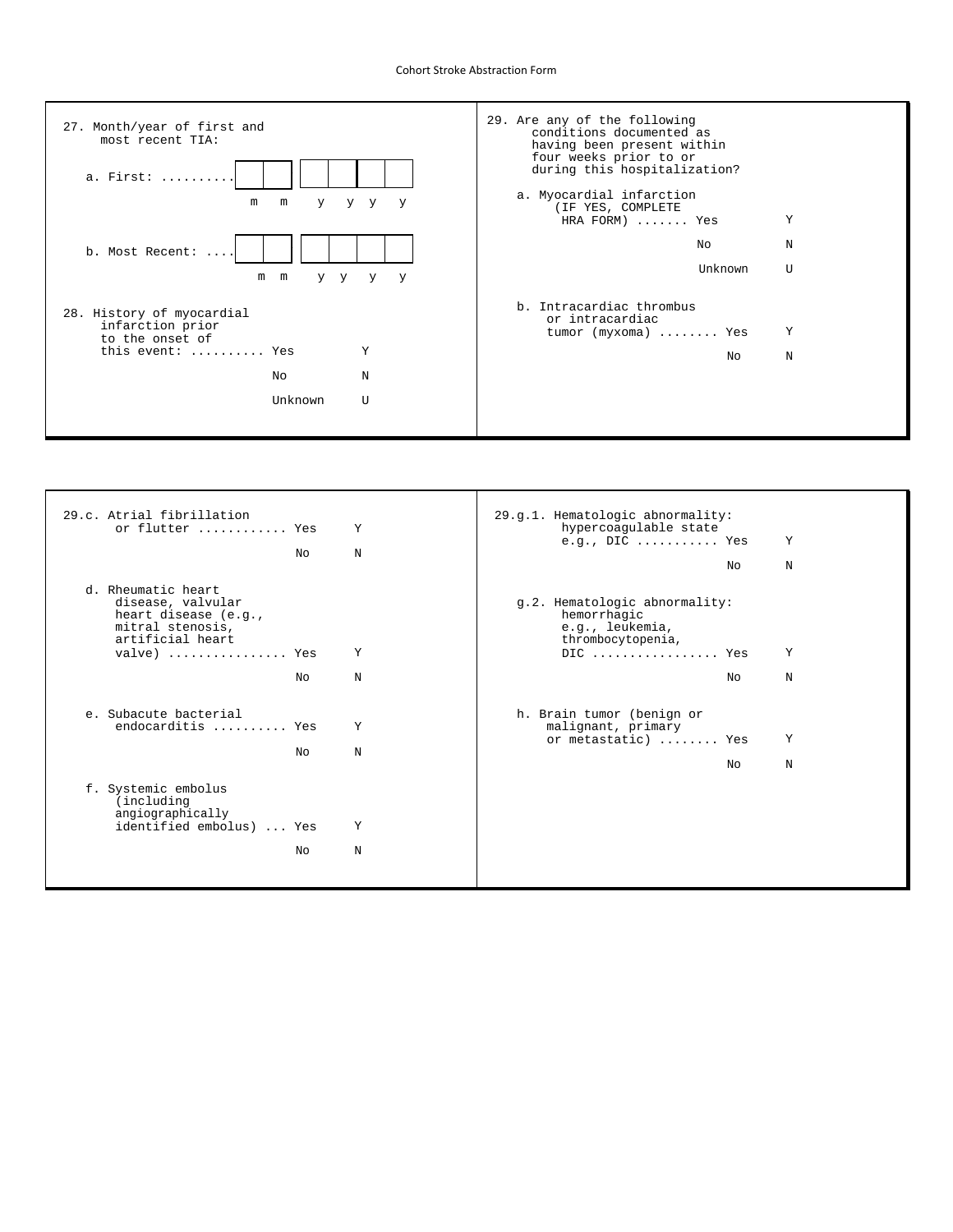27. Month/year of first and most recent TIA:

a. First: .......... |   |   | |   |   |   |   |
m m y y y y

b. Most Recent: .... |   |   | |   |   |   |   |
m m y y y y

28. History of myocardial infarction prior to the onset of this event: .......... Yes Y

No N

Unknown U

29. Are any of the following conditions documented as having been present within four weeks prior to or during this hospitalization?

a. Myocardial infarction (IF YES, COMPLETE HRA FORM) ....... Yes Y

No N

Unknown U

b. Intracardiac thrombus or intracardiac tumor (myxoma) ........ Yes Y

No N

29.c. Atrial fibrillation or flutter ............ Yes Y

No N

d. Rheumatic heart disease, valvular heart disease (e.g., mitral stenosis, artificial heart valve) ................ Yes Y

No N

e. Subacute bacterial endocarditis .......... Yes Y

No N

f. Systemic embolus (including angiographically identified embolus) ... Yes Y

No N

29.g.1. Hematologic abnormality: hypercoagulable state e.g., DIC ........... Yes Y

No N

g.2. Hematologic abnormality: hemorrhagic e.g., leukemia, thrombocytopenia, DIC ................. Yes Y

No N

h. Brain tumor (benign or malignant, primary or metastatic) ........ Yes Y

No N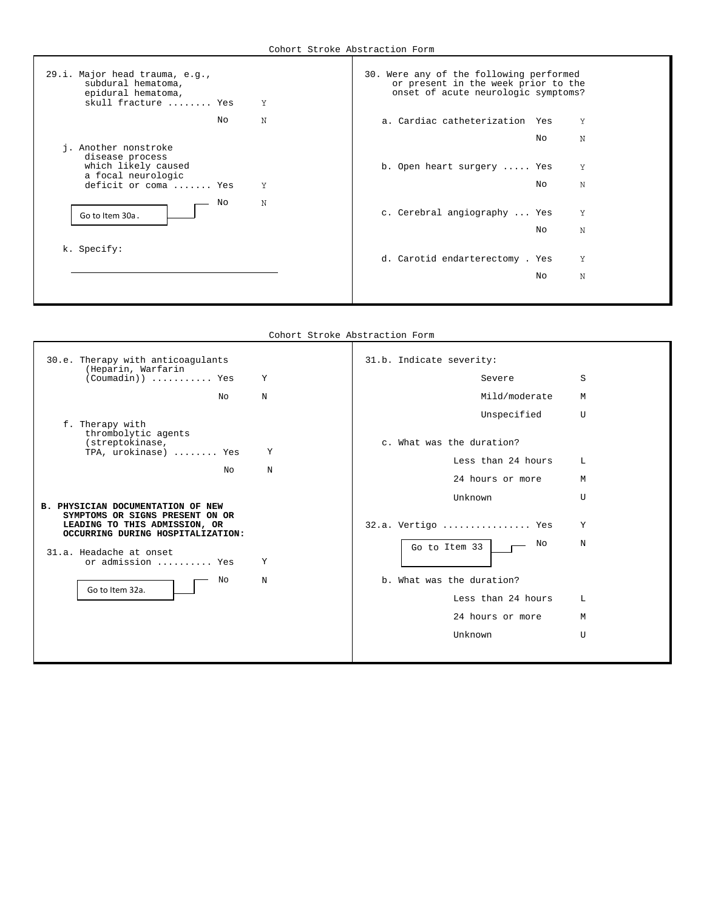29.i. Major head trauma, e.g., subdural hematoma, epidural hematoma, skull fracture ........ Yes Y

No N

j. Another nonstroke disease process which likely caused a focal neurologic deficit or coma ....... Yes Y

No N → Go to Item 30a.

k. Specify:

_______________________________________

30. Were any of the following performed or present in the week prior to the onset of acute neurologic symptoms?

a. Cardiac catheterization Yes Y

No N

b. Open heart surgery ..... Yes Y

No N

c. Cerebral angiography ... Yes Y

No N

d. Carotid endarterectomy . Yes Y

No N

30.e. Therapy with anticoagulants (Heparin, Warfarin (Coumadin)) ........... Yes Y

No N

f. Therapy with thrombolytic agents (streptokinase, TPA, urokinase) ........ Yes Y

No N

**B. PHYSICIAN DOCUMENTATION OF NEW SYMPTOMS OR SIGNS PRESENT ON OR LEADING TO THIS ADMISSION, OR OCCURRING DURING HOSPITALIZATION:**

31.a. Headache at onset or admission .......... Yes Y

No N → Go to Item 32a.

31.b. Indicate severity:

Severe S

Mild/moderate M

Unspecified U

c. What was the duration?

Less than 24 hours L

24 hours or more M

Unknown U

32.a. Vertigo ................ Yes Y

No N → Go to Item 33

b. What was the duration?

Less than 24 hours L

24 hours or more M

Unknown U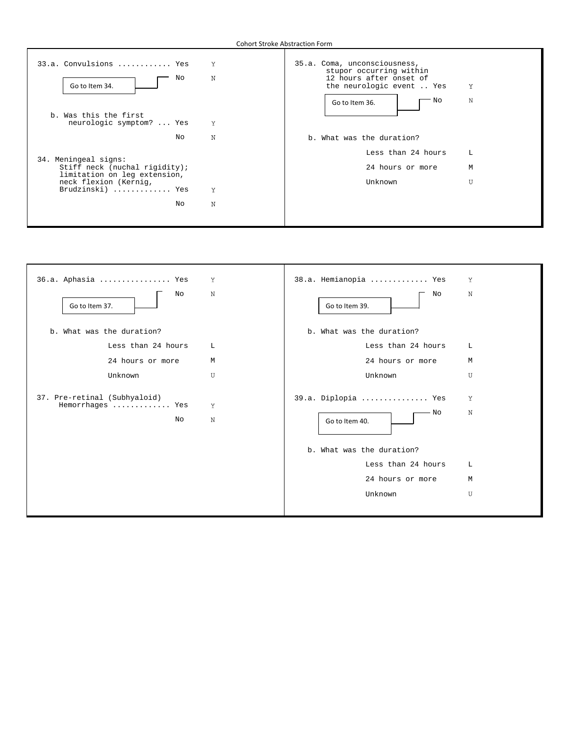33.a. Convulsions ............ Yes Y

No N → Go to Item 34.

b. Was this the first neurologic symptom? ... Yes Y

No N

34. Meningeal signs: Stiff neck (nuchal rigidity); limitation on leg extension, neck flexion (Kernig, Brudzinski) ............. Yes Y

No N

35.a. Coma, unconsciousness, stupor occurring within 12 hours after onset of the neurologic event .. Yes Y

No N → Go to Item 36.

b. What was the duration?

- Less than 24 hours L
- 24 hours or more M
- Unknown U

36.a. Aphasia ................ Yes Y

No N → Go to Item 37.

b. What was the duration?

- Less than 24 hours L
- 24 hours or more M
- Unknown U

37. Pre-retinal (Subhyaloid) Hemorrhages ............. Yes Y

No N

38.a. Hemianopia ............. Yes Y

No N → Go to Item 39.

b. What was the duration?

- Less than 24 hours L
- 24 hours or more M
- Unknown U

39.a. Diplopia ............... Yes Y

No N → Go to Item 40.

b. What was the duration?

- Less than 24 hours L
- 24 hours or more M
- Unknown U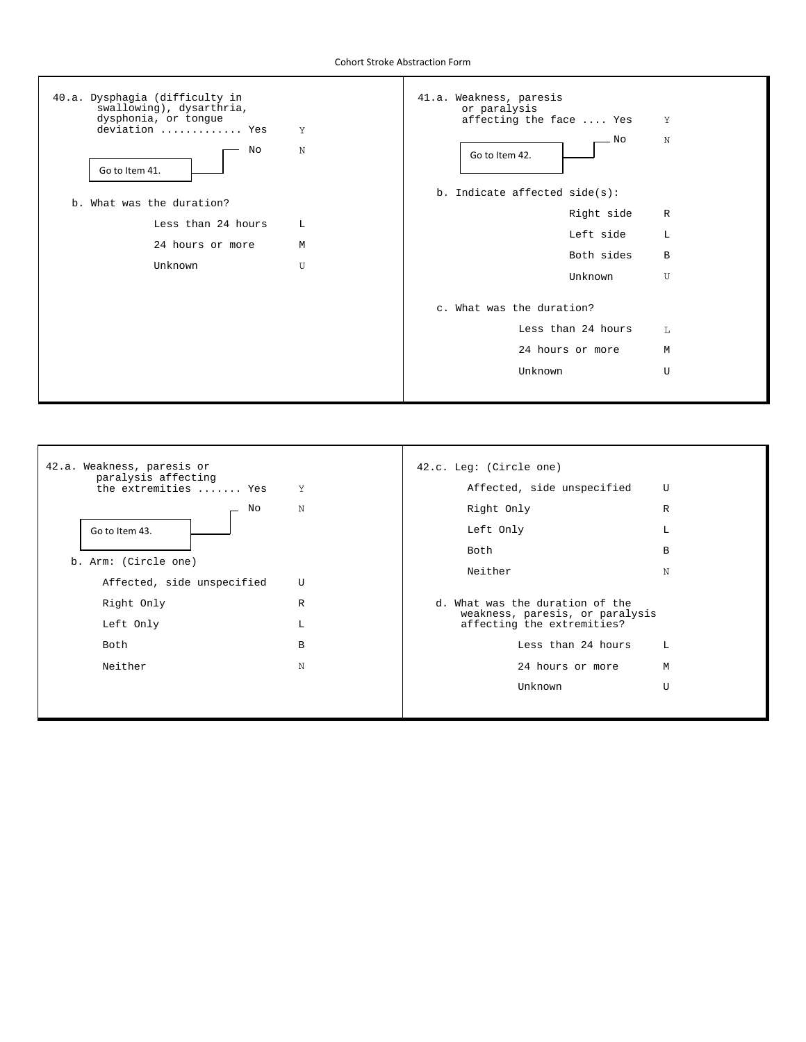Cohort Stroke Abstraction Form

**40.a.** Dysphagia (difficulty in swallowing), dysarthria, dysphonia, or tongue deviation ............. Yes Y

No N — Go to Item 41.

**b.** What was the duration?

| | |
|---|---|
| Less than 24 hours | L |
| 24 hours or more | M |
| Unknown | U |

**41.a.** Weakness, paresis or paralysis affecting the face .... Yes Y

No N — Go to Item 42.

**b.** Indicate affected side(s):

| | |
|---|---|
| Right side | R |
| Left side | L |
| Both sides | B |
| Unknown | U |

**c.** What was the duration?

| | |
|---|---|
| Less than 24 hours | L |
| 24 hours or more | M |
| Unknown | U |

**42.a.** Weakness, paresis or paralysis affecting the extremities ....... Yes Y

No N — Go to Item 43.

**b.** Arm: (Circle one)

| | |
|---|---|
| Affected, side unspecified | U |
| Right Only | R |
| Left Only | L |
| Both | B |
| Neither | N |

**42.c.** Leg: (Circle one)

| | |
|---|---|
| Affected, side unspecified | U |
| Right Only | R |
| Left Only | L |
| Both | B |
| Neither | N |

**d.** What was the duration of the weakness, paresis, or paralysis affecting the extremities?

| | |
|---|---|
| Less than 24 hours | L |
| 24 hours or more | M |
| Unknown | U |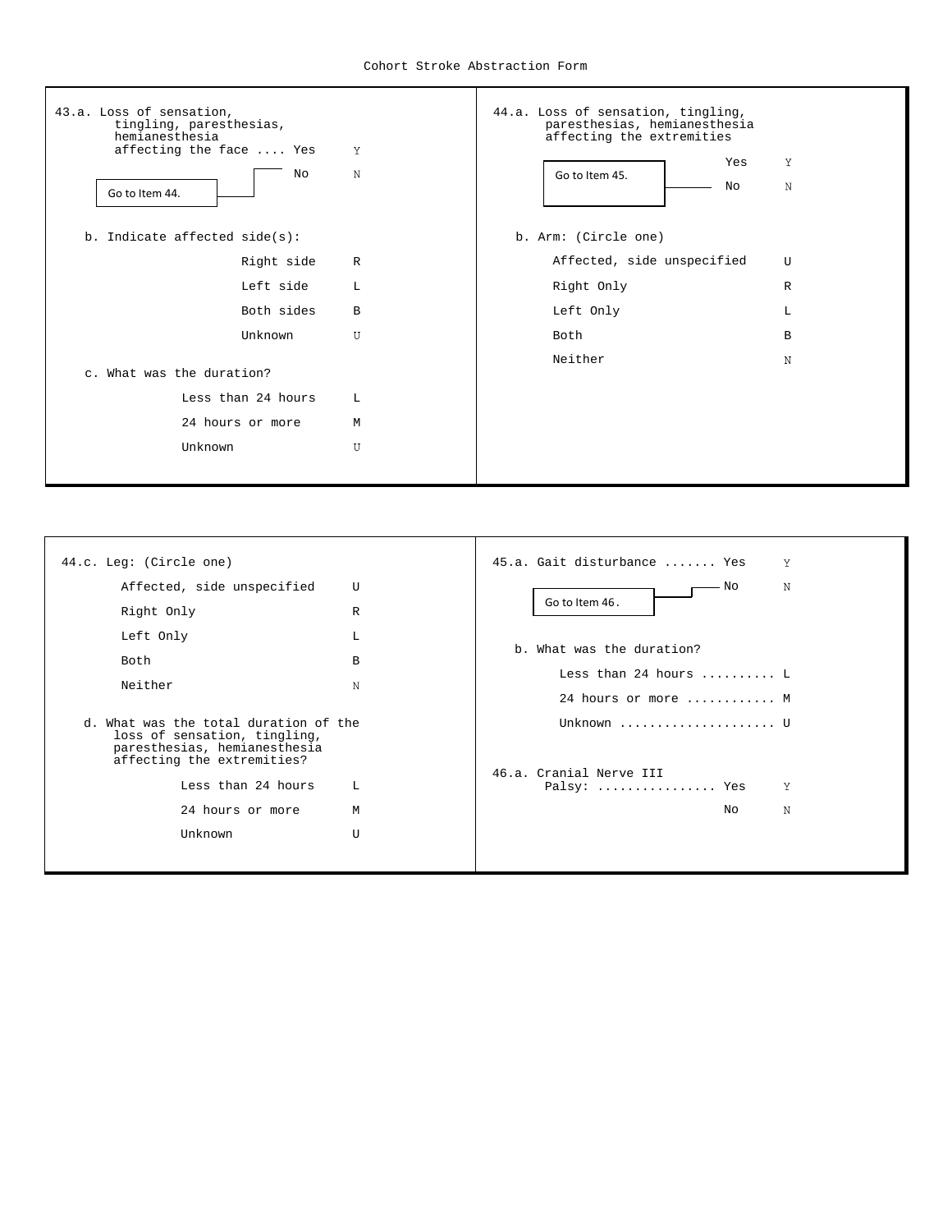Cohort Stroke Abstraction Form

43.a. Loss of sensation, tingling, paresthesias, hemianesthesia affecting the face .... Yes Y

No N → Go to Item 44.

b. Indicate affected side(s):

| | |
|---|---|
| Right side | R |
| Left side | L |
| Both sides | B |
| Unknown | U |

c. What was the duration?

| | |
|---|---|
| Less than 24 hours | L |
| 24 hours or more | M |
| Unknown | U |

44.a. Loss of sensation, tingling, paresthesias, hemianesthesia affecting the extremities

Yes Y

No N → Go to Item 45.

b. Arm: (Circle one)

| | |
|---|---|
| Affected, side unspecified | U |
| Right Only | R |
| Left Only | L |
| Both | B |
| Neither | N |

44.c. Leg: (Circle one)

| | |
|---|---|
| Affected, side unspecified | U |
| Right Only | R |
| Left Only | L |
| Both | B |
| Neither | N |

d. What was the total duration of the loss of sensation, tingling, paresthesias, hemianesthesia affecting the extremities?

| | |
|---|---|
| Less than 24 hours | L |
| 24 hours or more | M |
| Unknown | U |

45.a. Gait disturbance ....... Yes Y

No N → Go to Item 46.

b. What was the duration?

Less than 24 hours .......... L

24 hours or more ............ M

Unknown ..................... U

46.a. Cranial Nerve III Palsy: ................ Yes Y

No N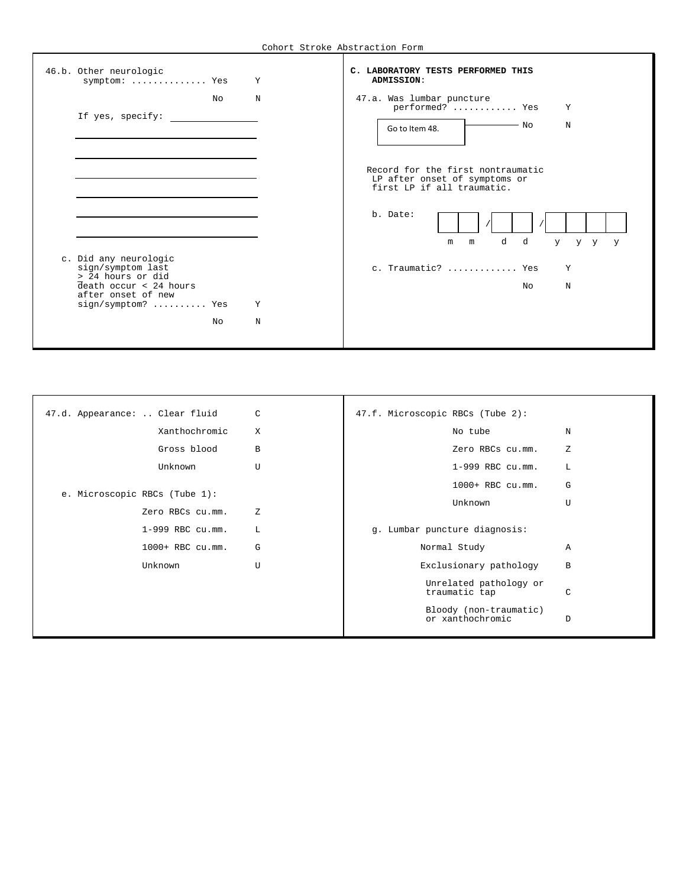Cohort Stroke Abstraction Form

46.b. Other neurologic symptom: .............. Yes Y

No N

If yes, specify: ________________

________________________________

________________________________

________________________________

________________________________

________________________________

________________________________

c. Did any neurologic sign/symptom last > 24 hours or did death occur < 24 hours after onset of new sign/symptom? .......... Yes Y

No N

**C. LABORATORY TESTS PERFORMED THIS ADMISSION:**

47.a. Was lumbar puncture performed? ............ Yes Y

No N — Go to Item 48.

Record for the first nontraumatic LP after onset of symptoms or first LP if all traumatic.

b. Date: ☐☐ / ☐☐ / ☐☐☐☐ (m m / d d / y y y y)

c. Traumatic? ............. Yes Y

No N

47.d. Appearance: .. Clear fluid C

Xanthochromic X

Gross blood B

Unknown U

e. Microscopic RBCs (Tube 1):

Zero RBCs cu.mm. Z

1-999 RBC cu.mm. L

1000+ RBC cu.mm. G

Unknown U

47.f. Microscopic RBCs (Tube 2):

No tube N

Zero RBCs cu.mm. Z

1-999 RBC cu.mm. L

1000+ RBC cu.mm. G

Unknown U

g. Lumbar puncture diagnosis:

Normal Study A

Exclusionary pathology B

Unrelated pathology or traumatic tap C

Bloody (non-traumatic) or xanthochromic D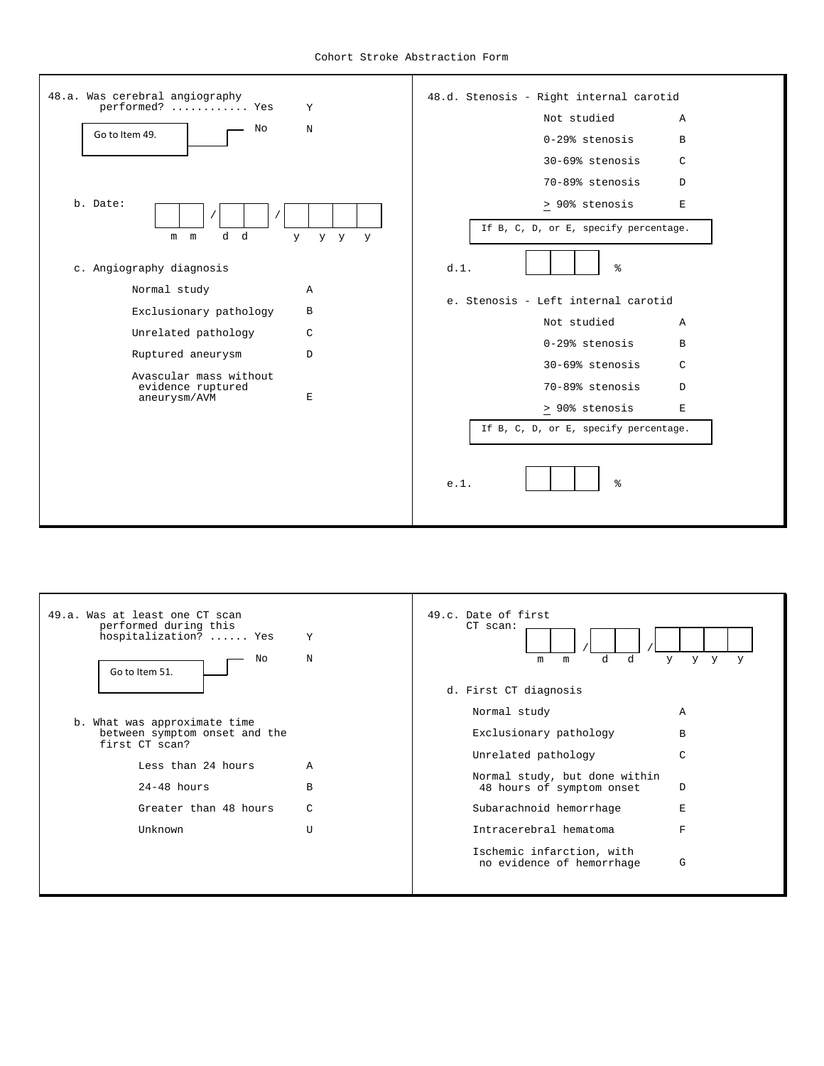Cohort Stroke Abstraction Form

**48.a.** Was cerebral angiography performed? ............ Yes Y

No N → Go to Item 49.

**b.** Date: __ __ / __ __ / __ __ __ __
(m m / d d / y y y y)

**c.** Angiography diagnosis

| Option | Code |
|---|---|
| Normal study | A |
| Exclusionary pathology | B |
| Unrelated pathology | C |
| Ruptured aneurysm | D |
| Avascular mass without evidence ruptured aneurysm/AVM | E |

**48.d.** Stenosis - Right internal carotid

| Option | Code |
|---|---|
| Not studied | A |
| 0-29% stenosis | B |
| 30-69% stenosis | C |
| 70-89% stenosis | D |
| ≥ 90% stenosis | E |

If B, C, D, or E, specify percentage.

**d.1.** __ __ __ %

**e.** Stenosis - Left internal carotid

| Option | Code |
|---|---|
| Not studied | A |
| 0-29% stenosis | B |
| 30-69% stenosis | C |
| 70-89% stenosis | D |
| ≥ 90% stenosis | E |

If B, C, D, or E, specify percentage.

**e.1.** __ __ __ %

---

**49.a.** Was at least one CT scan performed during this hospitalization? ...... Yes Y

No N → Go to Item 51.

**b.** What was approximate time between symptom onset and the first CT scan?

| Option | Code |
|---|---|
| Less than 24 hours | A |
| 24-48 hours | B |
| Greater than 48 hours | C |
| Unknown | U |

**49.c.** Date of first CT scan: __ __ / __ __ / __ __ __ __
(m m / d d / y y y y)

**d.** First CT diagnosis

| Option | Code |
|---|---|
| Normal study | A |
| Exclusionary pathology | B |
| Unrelated pathology | C |
| Normal study, but done within 48 hours of symptom onset | D |
| Subarachnoid hemorrhage | E |
| Intracerebral hematoma | F |
| Ischemic infarction, with no evidence of hemorrhage | G |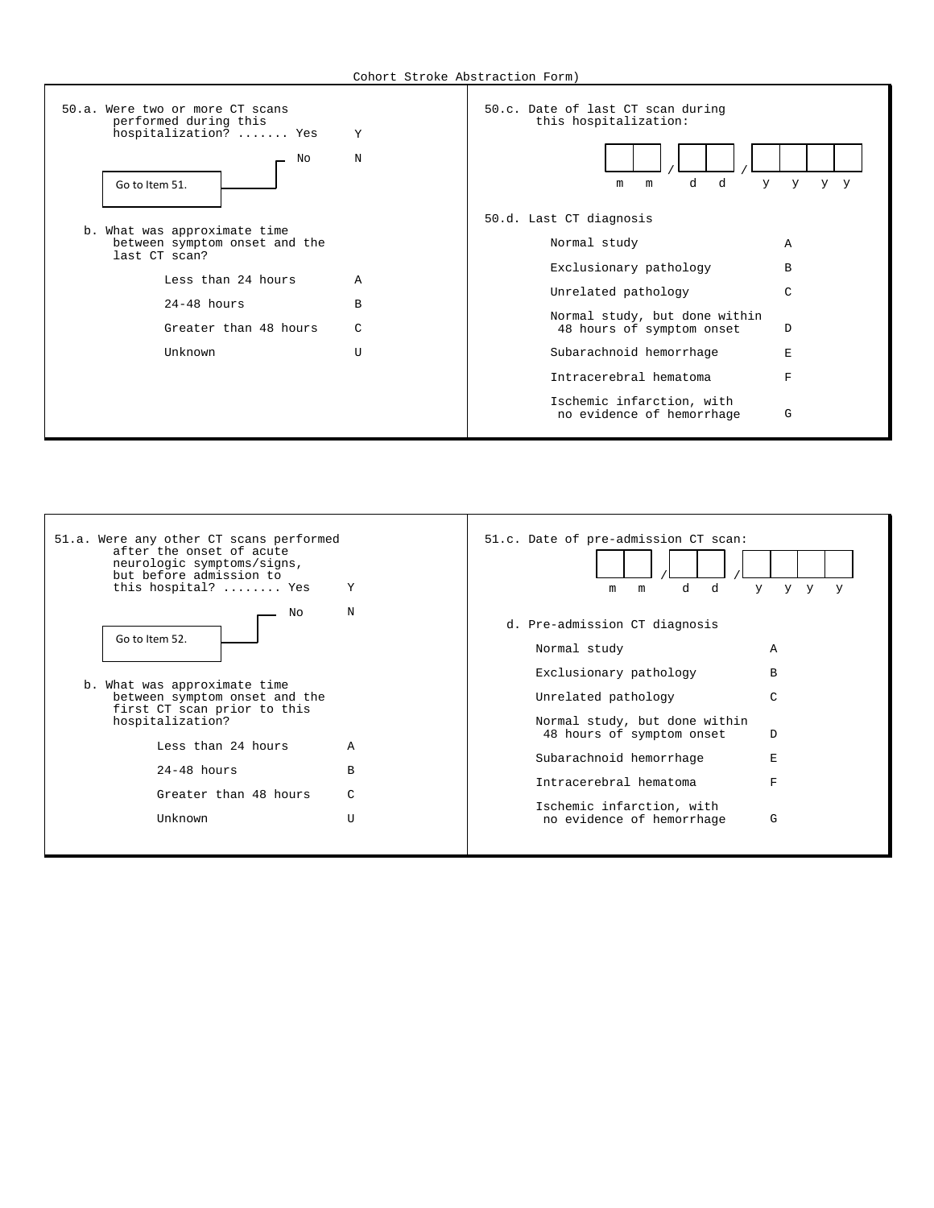Cohort Stroke Abstraction Form)

**50.a.** Were two or more CT scans performed during this hospitalization? ....... Yes Y

No N → Go to Item 51.

**b.** What was approximate time between symptom onset and the last CT scan?

| | |
|---|---|
| Less than 24 hours | A |
| 24-48 hours | B |
| Greater than 48 hours | C |
| Unknown | U |

**50.c.** Date of last CT scan during this hospitalization:

__ __ / __ __ / __ __ __ __
m m / d d / y y y y

**50.d.** Last CT diagnosis

| | |
|---|---|
| Normal study | A |
| Exclusionary pathology | B |
| Unrelated pathology | C |
| Normal study, but done within 48 hours of symptom onset | D |
| Subarachnoid hemorrhage | E |
| Intracerebral hematoma | F |
| Ischemic infarction, with no evidence of hemorrhage | G |

**51.a.** Were any other CT scans performed after the onset of acute neurologic symptoms/signs, but before admission to this hospital? ........ Yes Y

No N → Go to Item 52.

**b.** What was approximate time between symptom onset and the first CT scan prior to this hospitalization?

| | |
|---|---|
| Less than 24 hours | A |
| 24-48 hours | B |
| Greater than 48 hours | C |
| Unknown | U |

**51.c.** Date of pre-admission CT scan:

__ __ / __ __ / __ __ __ __
m m / d d / y y y y

**d.** Pre-admission CT diagnosis

| | |
|---|---|
| Normal study | A |
| Exclusionary pathology | B |
| Unrelated pathology | C |
| Normal study, but done within 48 hours of symptom onset | D |
| Subarachnoid hemorrhage | E |
| Intracerebral hematoma | F |
| Ischemic infarction, with no evidence of hemorrhage | G |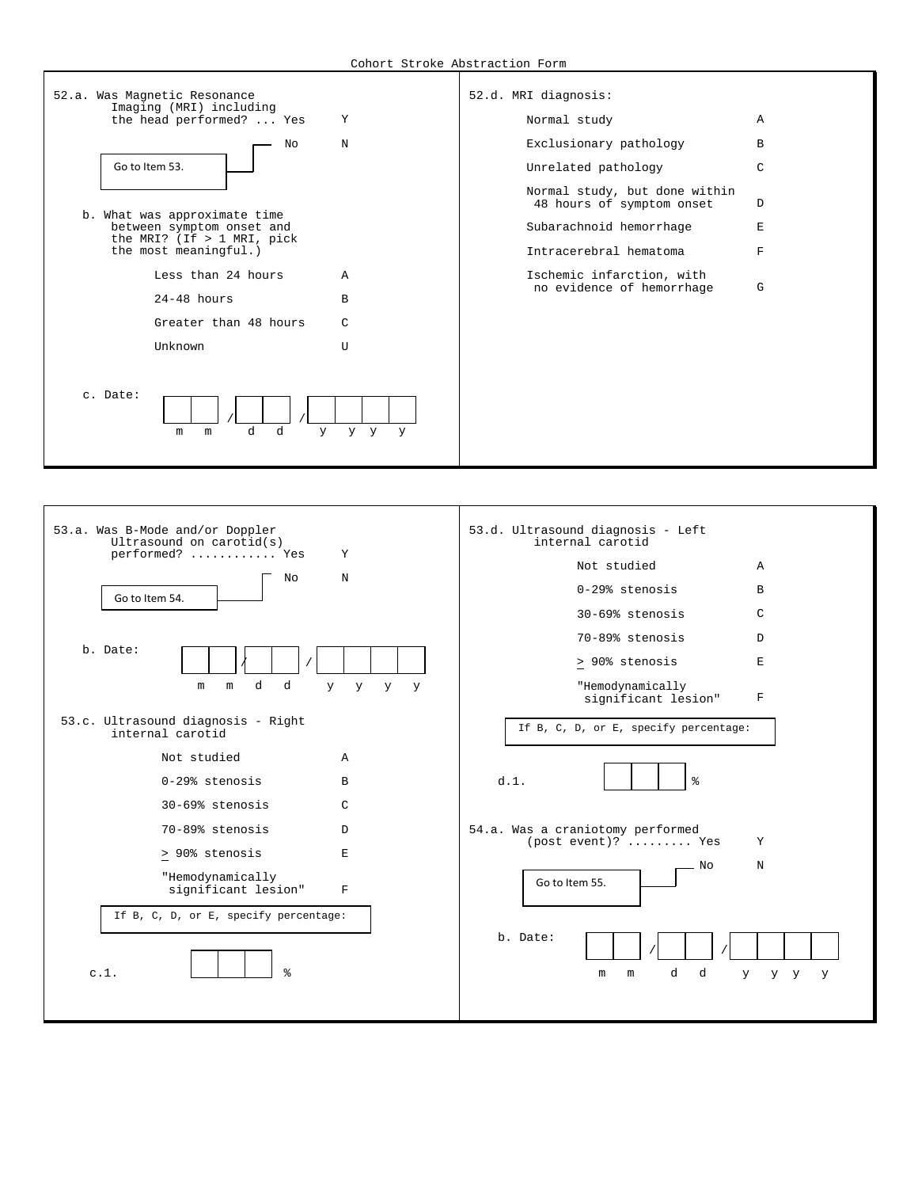Cohort Stroke Abstraction Form

52.a. Was Magnetic Resonance Imaging (MRI) including the head performed? ... Yes Y

No N → Go to Item 53.

b. What was approximate time between symptom onset and the MRI? (If > 1 MRI, pick the most meaningful.)

| | |
|---|---|
| Less than 24 hours | A |
| 24-48 hours | B |
| Greater than 48 hours | C |
| Unknown | U |

c. Date: __ __ / __ __ / __ __ __ __ (m m / d d / y y y y)

52.d. MRI diagnosis:

| | |
|---|---|
| Normal study | A |
| Exclusionary pathology | B |
| Unrelated pathology | C |
| Normal study, but done within 48 hours of symptom onset | D |
| Subarachnoid hemorrhage | E |
| Intracerebral hematoma | F |
| Ischemic infarction, with no evidence of hemorrhage | G |

53.a. Was B-Mode and/or Doppler Ultrasound on carotid(s) performed? ............ Yes Y

No N → Go to Item 54.

b. Date: __ __ / __ __ / __ __ __ __ (m m / d d / y y y y)

53.c. Ultrasound diagnosis - Right internal carotid

| | |
|---|---|
| Not studied | A |
| 0-29% stenosis | B |
| 30-69% stenosis | C |
| 70-89% stenosis | D |
| ≥ 90% stenosis | E |
| "Hemodynamically significant lesion" | F |

If B, C, D, or E, specify percentage:

c.1. __ __ __ %

53.d. Ultrasound diagnosis - Left internal carotid

| | |
|---|---|
| Not studied | A |
| 0-29% stenosis | B |
| 30-69% stenosis | C |
| 70-89% stenosis | D |
| ≥ 90% stenosis | E |
| "Hemodynamically significant lesion" | F |

If B, C, D, or E, specify percentage:

d.1. __ __ __ %

54.a. Was a craniotomy performed (post event)? ......... Yes Y

No N → Go to Item 55.

b. Date: __ __ / __ __ / __ __ __ __ (m m / d d / y y y y)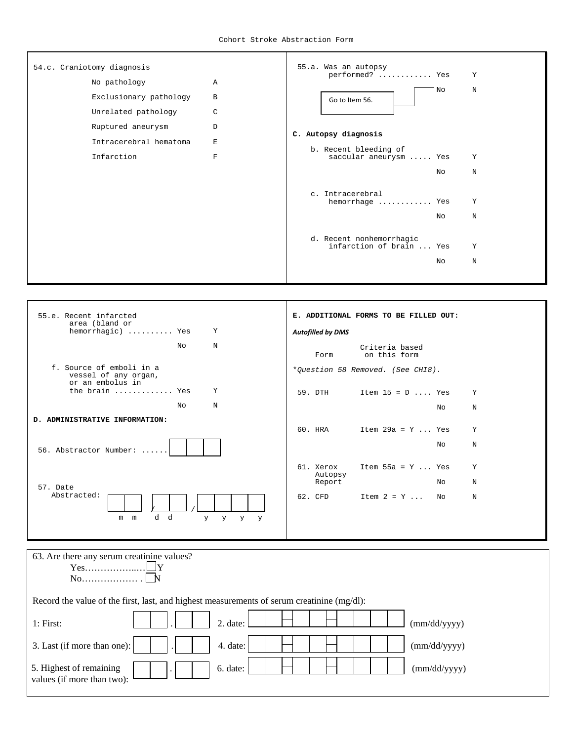Cohort Stroke Abstraction Form

54.c. Craniotomy diagnosis

| | |
|---|---|
| No pathology | A |
| Exclusionary pathology | B |
| Unrelated pathology | C |
| Ruptured aneurysm | D |
| Intracerebral hematoma | E |
| Infarction | F |

55.a. Was an autopsy performed? ............ Yes Y

No N → Go to Item 56.

**C. Autopsy diagnosis**

b. Recent bleeding of saccular aneurysm ..... Yes Y

No N

c. Intracerebral hemorrhage ............ Yes Y

No N

d. Recent nonhemorrhagic infarction of brain ... Yes Y

No N

55.e. Recent infarcted area (bland or hemorrhagic) .......... Yes Y

No N

f. Source of emboli in a vessel of any organ, or an embolus in the brain ............. Yes Y

No N

**D. ADMINISTRATIVE INFORMATION:**

56. Abstractor Number: ...... [ ][ ][ ]

57. Date Abstracted: [ ][ ] / [ ][ ] / [ ][ ][ ][ ]
m m d d y y y y

**E. ADDITIONAL FORMS TO BE FILLED OUT:**

***Autofilled by DMS***

*\*Question 58 Removed. (See CHI8).*

| | Form | Criteria based on this form | | |
|---|---|---|---|---|
| 59. | DTH | Item 15 = D .... | Yes | Y |
| | | | No | N |
| 60. | HRA | Item 29a = Y ... | Yes | Y |
| | | | No | N |
| 61. | Xerox Autopsy Report | Item 55a = Y ... | Yes | Y |
| | | | No | N |
| 62. | CFD | Item 2 = Y ... | No | N |

63. Are there any serum creatinine values?

Yes……………..… [ ] Y
No……………… . [ ] N

Record the value of the first, last, and highest measurements of serum creatinine (mg/dl):

| | | | | |
|---|---|---|---|---|
| 1: First: | [ ][ ].[ ][ ] | 2. date: | [ ][ ]/[ ][ ]/[ ][ ][ ][ ] | (mm/dd/yyyy) |
| 3. Last (if more than one): | [ ][ ].[ ][ ] | 4. date: | [ ][ ]/[ ][ ]/[ ][ ][ ][ ] | (mm/dd/yyyy) |
| 5. Highest of remaining values (if more than two): | [ ][ ].[ ][ ] | 6. date: | [ ][ ]/[ ][ ]/[ ][ ][ ][ ] | (mm/dd/yyyy) |